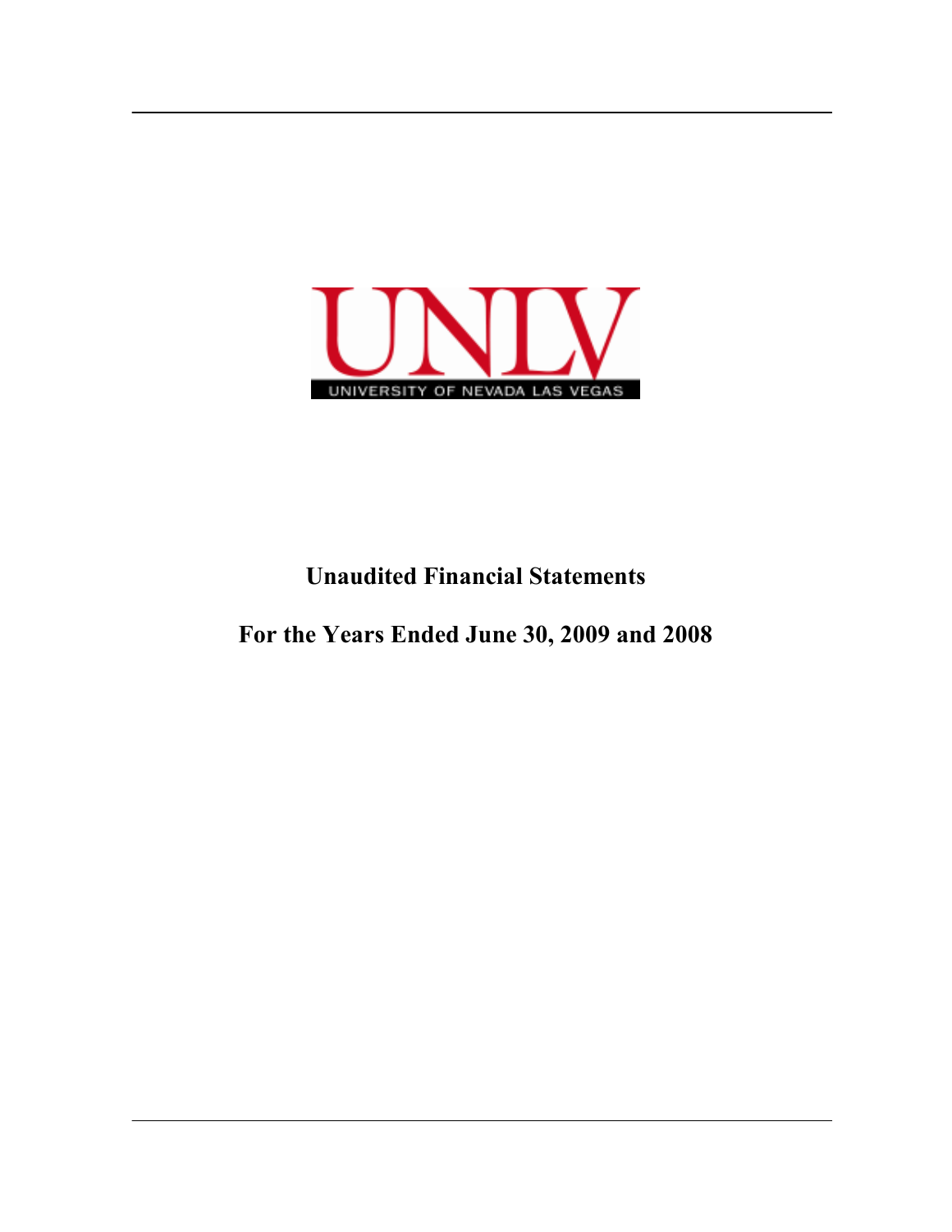UNLV

UNIVERSITY OF NEVADA LAS VEGAS

# Unaudited Financial Statements

# For the Years Ended June 30, 2009 and 2008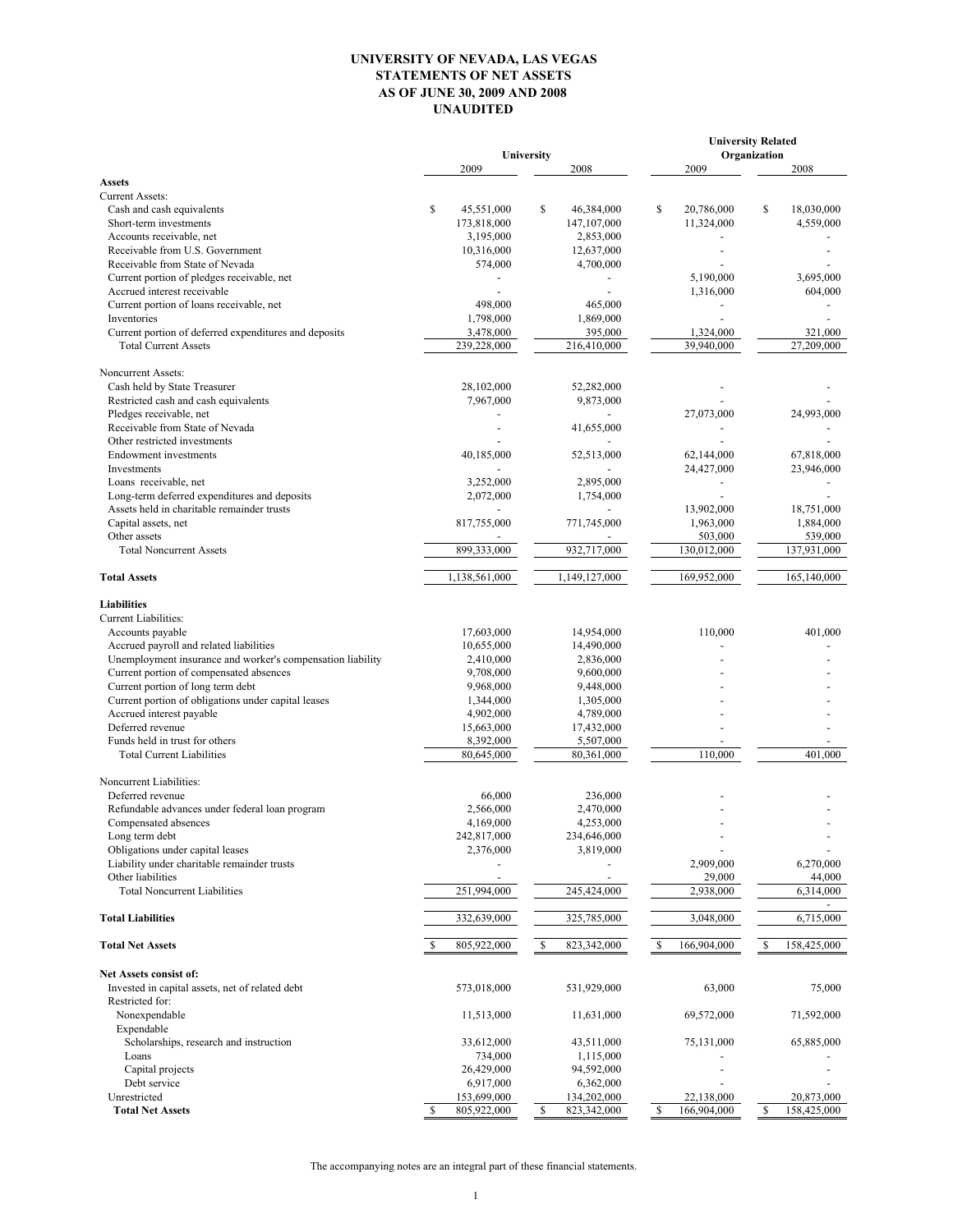# UNIVERSITY OF NEVADA, LAS VEGAS
## STATEMENTS OF NET ASSETS
## AS OF JUNE 30, 2009 AND 2008
## UNAUDITED

| | University | | University Related Organization | |
|---|---|---|---|---|
| | 2009 | 2008 | 2009 | 2008 |
| **Assets** | | | | |
| Current Assets: | | | | |
| Cash and cash equivalents | $ 45,551,000 | $ 46,384,000 | $ 20,786,000 | $ 18,030,000 |
| Short-term investments | 173,818,000 | 147,107,000 | 11,324,000 | 4,559,000 |
| Accounts receivable, net | 3,195,000 | 2,853,000 | - | - |
| Receivable from U.S. Government | 10,316,000 | 12,637,000 | - | - |
| Receivable from State of Nevada | 574,000 | 4,700,000 | - | - |
| Current portion of pledges receivable, net | - | - | 5,190,000 | 3,695,000 |
| Accrued interest receivable | - | - | 1,316,000 | 604,000 |
| Current portion of loans receivable, net | 498,000 | 465,000 | - | - |
| Inventories | 1,798,000 | 1,869,000 | - | - |
| Current portion of deferred expenditures and deposits | 3,478,000 | 395,000 | 1,324,000 | 321,000 |
| Total Current Assets | 239,228,000 | 216,410,000 | 39,940,000 | 27,209,000 |
| Noncurrent Assets: | | | | |
| Cash held by State Treasurer | 28,102,000 | 52,282,000 | - | - |
| Restricted cash and cash equivalents | 7,967,000 | 9,873,000 | - | - |
| Pledges receivable, net | - | - | 27,073,000 | 24,993,000 |
| Receivable from State of Nevada | - | 41,655,000 | - | - |
| Other restricted investments | - | - | - | - |
| Endowment investments | 40,185,000 | 52,513,000 | 62,144,000 | 67,818,000 |
| Investments | - | - | 24,427,000 | 23,946,000 |
| Loans receivable, net | 3,252,000 | 2,895,000 | - | - |
| Long-term deferred expenditures and deposits | 2,072,000 | 1,754,000 | - | - |
| Assets held in charitable remainder trusts | - | - | 13,902,000 | 18,751,000 |
| Capital assets, net | 817,755,000 | 771,745,000 | 1,963,000 | 1,884,000 |
| Other assets | - | - | 503,000 | 539,000 |
| Total Noncurrent Assets | 899,333,000 | 932,717,000 | 130,012,000 | 137,931,000 |
| **Total Assets** | 1,138,561,000 | 1,149,127,000 | 169,952,000 | 165,140,000 |
| **Liabilities** | | | | |
| Current Liabilities: | | | | |
| Accounts payable | 17,603,000 | 14,954,000 | 110,000 | 401,000 |
| Accrued payroll and related liabilities | 10,655,000 | 14,490,000 | - | - |
| Unemployment insurance and worker's compensation liability | 2,410,000 | 2,836,000 | - | - |
| Current portion of compensated absences | 9,708,000 | 9,600,000 | - | - |
| Current portion of long term debt | 9,968,000 | 9,448,000 | - | - |
| Current portion of obligations under capital leases | 1,344,000 | 1,305,000 | - | - |
| Accrued interest payable | 4,902,000 | 4,789,000 | - | - |
| Deferred revenue | 15,663,000 | 17,432,000 | - | - |
| Funds held in trust for others | 8,392,000 | 5,507,000 | - | - |
| Total Current Liabilities | 80,645,000 | 80,361,000 | 110,000 | 401,000 |
| Noncurrent Liabilities: | | | | |
| Deferred revenue | 66,000 | 236,000 | - | - |
| Refundable advances under federal loan program | 2,566,000 | 2,470,000 | - | - |
| Compensated absences | 4,169,000 | 4,253,000 | - | - |
| Long term debt | 242,817,000 | 234,646,000 | - | - |
| Obligations under capital leases | 2,376,000 | 3,819,000 | - | - |
| Liability under charitable remainder trusts | - | - | 2,909,000 | 6,270,000 |
| Other liabilities | - | - | 29,000 | 44,000 |
| Total Noncurrent Liabilities | 251,994,000 | 245,424,000 | 2,938,000 | 6,314,000 |
| **Total Liabilities** | 332,639,000 | 325,785,000 | 3,048,000 | 6,715,000 |
| **Total Net Assets** | $ 805,922,000 | $ 823,342,000 | $ 166,904,000 | $ 158,425,000 |
| **Net Assets consist of:** | | | | |
| Invested in capital assets, net of related debt | 573,018,000 | 531,929,000 | 63,000 | 75,000 |
| Restricted for: | | | | |
| Nonexpendable | 11,513,000 | 11,631,000 | 69,572,000 | 71,592,000 |
| Expendable | | | | |
| Scholarships, research and instruction | 33,612,000 | 43,511,000 | 75,131,000 | 65,885,000 |
| Loans | 734,000 | 1,115,000 | - | - |
| Capital projects | 26,429,000 | 94,592,000 | - | - |
| Debt service | 6,917,000 | 6,362,000 | - | - |
| Unrestricted | 153,699,000 | 134,202,000 | 22,138,000 | 20,873,000 |
| **Total Net Assets** | $ 805,922,000 | $ 823,342,000 | $ 166,904,000 | $ 158,425,000 |

The accompanying notes are an integral part of these financial statements.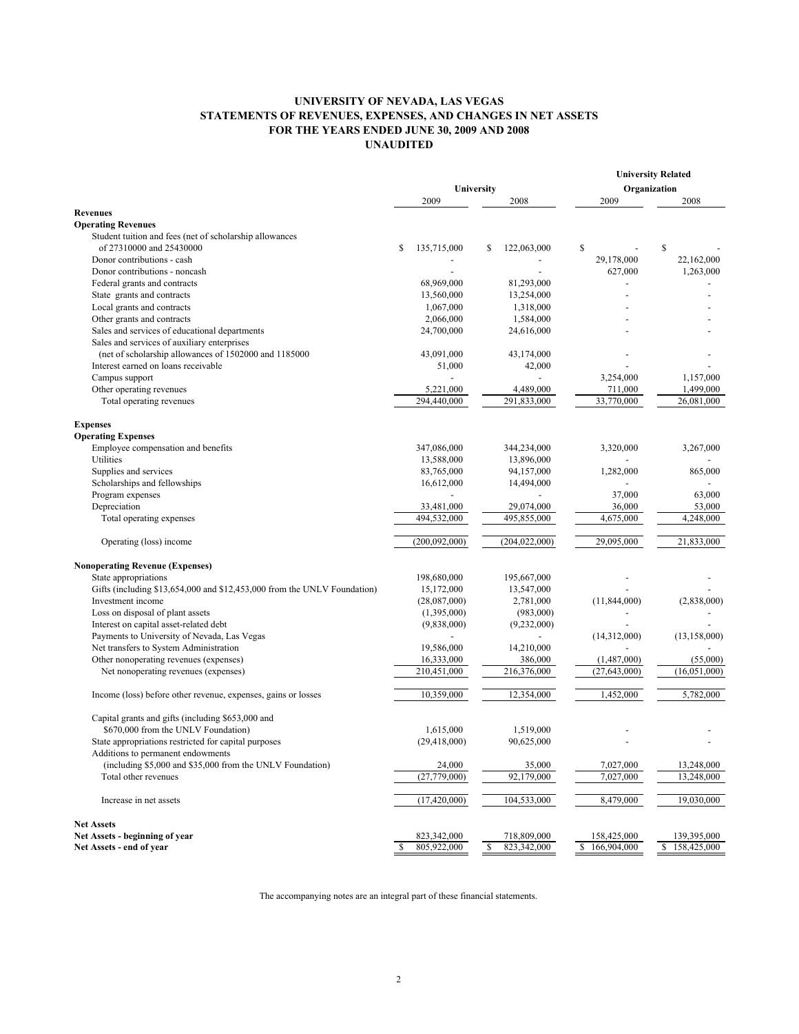# UNIVERSITY OF NEVADA, LAS VEGAS
## STATEMENTS OF REVENUES, EXPENSES, AND CHANGES IN NET ASSETS
## FOR THE YEARS ENDED JUNE 30, 2009 AND 2008
## UNAUDITED

| | University | | University Related Organization | |
|---|---|---|---|---|
| | 2009 | 2008 | 2009 | 2008 |
| **Revenues** | | | | |
| **Operating Revenues** | | | | |
| Student tuition and fees (net of scholarship allowances of 27310000 and 25430000 | $ 135,715,000 | $ 122,063,000 | $ - | $ - |
| Donor contributions - cash | - | - | 29,178,000 | 22,162,000 |
| Donor contributions - noncash | - | - | 627,000 | 1,263,000 |
| Federal grants and contracts | 68,969,000 | 81,293,000 | - | - |
| State grants and contracts | 13,560,000 | 13,254,000 | - | - |
| Local grants and contracts | 1,067,000 | 1,318,000 | - | - |
| Other grants and contracts | 2,066,000 | 1,584,000 | - | - |
| Sales and services of educational departments | 24,700,000 | 24,616,000 | - | - |
| Sales and services of auxiliary enterprises (net of scholarship allowances of 1502000 and 1185000 | 43,091,000 | 43,174,000 | - | - |
| Interest earned on loans receivable | 51,000 | 42,000 | - | - |
| Campus support | - | - | 3,254,000 | 1,157,000 |
| Other operating revenues | 5,221,000 | 4,489,000 | 711,000 | 1,499,000 |
| Total operating revenues | 294,440,000 | 291,833,000 | 33,770,000 | 26,081,000 |
| **Expenses** | | | | |
| **Operating Expenses** | | | | |
| Employee compensation and benefits | 347,086,000 | 344,234,000 | 3,320,000 | 3,267,000 |
| Utilities | 13,588,000 | 13,896,000 | - | - |
| Supplies and services | 83,765,000 | 94,157,000 | 1,282,000 | 865,000 |
| Scholarships and fellowships | 16,612,000 | 14,494,000 | - | - |
| Program expenses | - | - | 37,000 | 63,000 |
| Depreciation | 33,481,000 | 29,074,000 | 36,000 | 53,000 |
| Total operating expenses | 494,532,000 | 495,855,000 | 4,675,000 | 4,248,000 |
| Operating (loss) income | (200,092,000) | (204,022,000) | 29,095,000 | 21,833,000 |
| **Nonoperating Revenue (Expenses)** | | | | |
| State appropriations | 198,680,000 | 195,667,000 | - | - |
| Gifts (including $13,654,000 and $12,453,000 from the UNLV Foundation) | 15,172,000 | 13,547,000 | - | - |
| Investment income | (28,087,000) | 2,781,000 | (11,844,000) | (2,838,000) |
| Loss on disposal of plant assets | (1,395,000) | (983,000) | - | - |
| Interest on capital asset-related debt | (9,838,000) | (9,232,000) | - | - |
| Payments to University of Nevada, Las Vegas | - | - | (14,312,000) | (13,158,000) |
| Net transfers to System Administration | 19,586,000 | 14,210,000 | - | - |
| Other nonoperating revenues (expenses) | 16,333,000 | 386,000 | (1,487,000) | (55,000) |
| Net nonoperating revenues (expenses) | 210,451,000 | 216,376,000 | (27,643,000) | (16,051,000) |
| Income (loss) before other revenue, expenses, gains or losses | 10,359,000 | 12,354,000 | 1,452,000 | 5,782,000 |
| Capital grants and gifts (including $653,000 and $670,000 from the UNLV Foundation) | 1,615,000 | 1,519,000 | - | - |
| State appropriations restricted for capital purposes | (29,418,000) | 90,625,000 | - | - |
| Additions to permanent endowments (including $5,000 and $35,000 from the UNLV Foundation) | 24,000 | 35,000 | 7,027,000 | 13,248,000 |
| Total other revenues | (27,779,000) | 92,179,000 | 7,027,000 | 13,248,000 |
| Increase in net assets | (17,420,000) | 104,533,000 | 8,479,000 | 19,030,000 |
| **Net Assets** | | | | |
| **Net Assets - beginning of year** | 823,342,000 | 718,809,000 | 158,425,000 | 139,395,000 |
| **Net Assets - end of year** | $ 805,922,000 | $ 823,342,000 | $ 166,904,000 | $ 158,425,000 |

The accompanying notes are an integral part of these financial statements.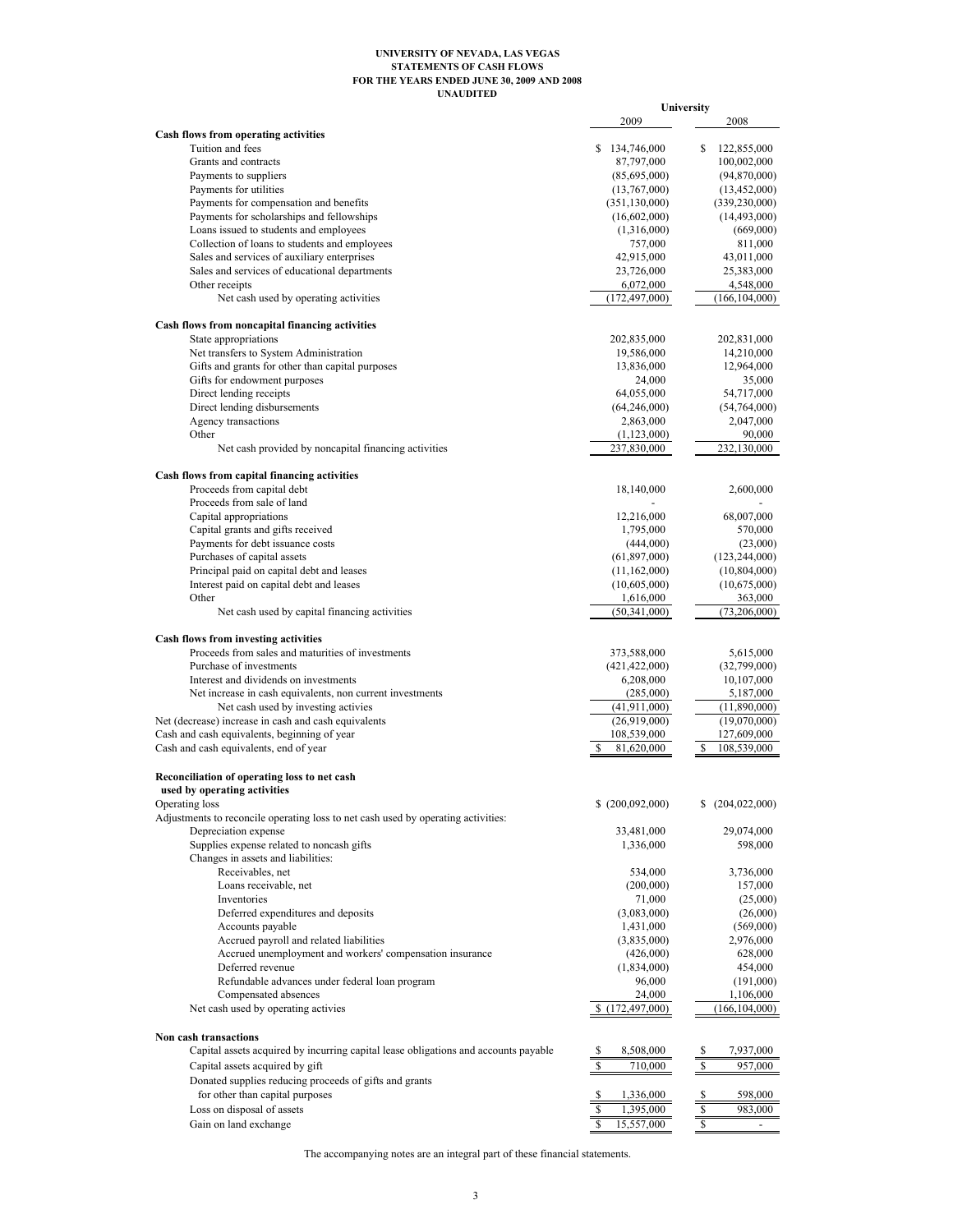**UNIVERSITY OF NEVADA, LAS VEGAS**
**STATEMENTS OF CASH FLOWS**
**FOR THE YEARS ENDED JUNE 30, 2009 AND 2008**
**UNAUDITED**

| | University | |
|---|---|---|
| | 2009 | 2008 |
| **Cash flows from operating activities** | | |
| Tuition and fees | $ 134,746,000 | $ 122,855,000 |
| Grants and contracts | 87,797,000 | 100,002,000 |
| Payments to suppliers | (85,695,000) | (94,870,000) |
| Payments for utilities | (13,767,000) | (13,452,000) |
| Payments for compensation and benefits | (351,130,000) | (339,230,000) |
| Payments for scholarships and fellowships | (16,602,000) | (14,493,000) |
| Loans issued to students and employees | (1,316,000) | (669,000) |
| Collection of loans to students and employees | 757,000 | 811,000 |
| Sales and services of auxiliary enterprises | 42,915,000 | 43,011,000 |
| Sales and services of educational departments | 23,726,000 | 25,383,000 |
| Other receipts | 6,072,000 | 4,548,000 |
| Net cash used by operating activities | (172,497,000) | (166,104,000) |
| **Cash flows from noncapital financing activities** | | |
| State appropriations | 202,835,000 | 202,831,000 |
| Net transfers to System Administration | 19,586,000 | 14,210,000 |
| Gifts and grants for other than capital purposes | 13,836,000 | 12,964,000 |
| Gifts for endowment purposes | 24,000 | 35,000 |
| Direct lending receipts | 64,055,000 | 54,717,000 |
| Direct lending disbursements | (64,246,000) | (54,764,000) |
| Agency transactions | 2,863,000 | 2,047,000 |
| Other | (1,123,000) | 90,000 |
| Net cash provided by noncapital financing activities | 237,830,000 | 232,130,000 |
| **Cash flows from capital financing activities** | | |
| Proceeds from capital debt | 18,140,000 | 2,600,000 |
| Proceeds from sale of land | - | - |
| Capital appropriations | 12,216,000 | 68,007,000 |
| Capital grants and gifts received | 1,795,000 | 570,000 |
| Payments for debt issuance costs | (444,000) | (23,000) |
| Purchases of capital assets | (61,897,000) | (123,244,000) |
| Principal paid on capital debt and leases | (11,162,000) | (10,804,000) |
| Interest paid on capital debt and leases | (10,605,000) | (10,675,000) |
| Other | 1,616,000 | 363,000 |
| Net cash used by capital financing activities | (50,341,000) | (73,206,000) |
| **Cash flows from investing activities** | | |
| Proceeds from sales and maturities of investments | 373,588,000 | 5,615,000 |
| Purchase of investments | (421,422,000) | (32,799,000) |
| Interest and dividends on investments | 6,208,000 | 10,107,000 |
| Net increase in cash equivalents, non current investments | (285,000) | 5,187,000 |
| Net cash used by investing activies | (41,911,000) | (11,890,000) |
| Net (decrease) increase in cash and cash equivalents | (26,919,000) | (19,070,000) |
| Cash and cash equivalents, beginning of year | 108,539,000 | 127,609,000 |
| Cash and cash equivalents, end of year | $ 81,620,000 | $ 108,539,000 |
| **Reconciliation of operating loss to net cash used by operating activities** | | |
| Operating loss | $ (200,092,000) | $ (204,022,000) |
| Adjustments to reconcile operating loss to net cash used by operating activities: | | |
| Depreciation expense | 33,481,000 | 29,074,000 |
| Supplies expense related to noncash gifts | 1,336,000 | 598,000 |
| Changes in assets and liabilities: | | |
| Receivables, net | 534,000 | 3,736,000 |
| Loans receivable, net | (200,000) | 157,000 |
| Inventories | 71,000 | (25,000) |
| Deferred expenditures and deposits | (3,083,000) | (26,000) |
| Accounts payable | 1,431,000 | (569,000) |
| Accrued payroll and related liabilities | (3,835,000) | 2,976,000 |
| Accrued unemployment and workers' compensation insurance | (426,000) | 628,000 |
| Deferred revenue | (1,834,000) | 454,000 |
| Refundable advances under federal loan program | 96,000 | (191,000) |
| Compensated absences | 24,000 | 1,106,000 |
| Net cash used by operating activies | $ (172,497,000) | (166,104,000) |
| **Non cash transactions** | | |
| Capital assets acquired by incurring capital lease obligations and accounts payable | $ 8,508,000 | $ 7,937,000 |
| Capital assets acquired by gift | $ 710,000 | $ 957,000 |
| Donated supplies reducing proceeds of gifts and grants for other than capital purposes | $ 1,336,000 | $ 598,000 |
| Loss on disposal of assets | $ 1,395,000 | $ 983,000 |
| Gain on land exchange | $ 15,557,000 | $ - |

The accompanying notes are an integral part of these financial statements.